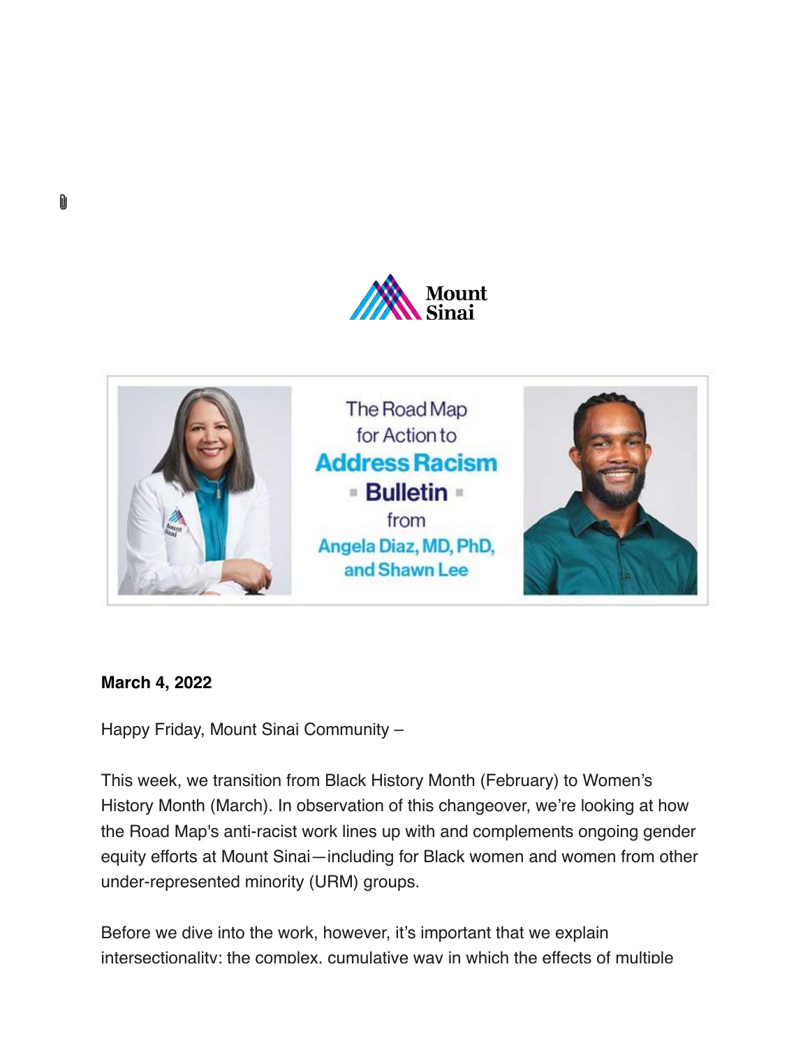The Road Map for Action to **Address Racism**

**Bulletin**

from **Angela Diaz, MD, PhD, and Shawn Lee**

**March 4, 2022**

Happy Friday, Mount Sinai Community –

This week, we transition from Black History Month (February) to Women's History Month (March). In observation of this changeover, we're looking at how the Road Map's anti-racist work lines up with and complements ongoing gender equity efforts at Mount Sinai—including for Black women and women from other under-represented minority (URM) groups.

Before we dive into the work, however, it's important that we explain intersectionality: the complex, cumulative way in which the effects of multiple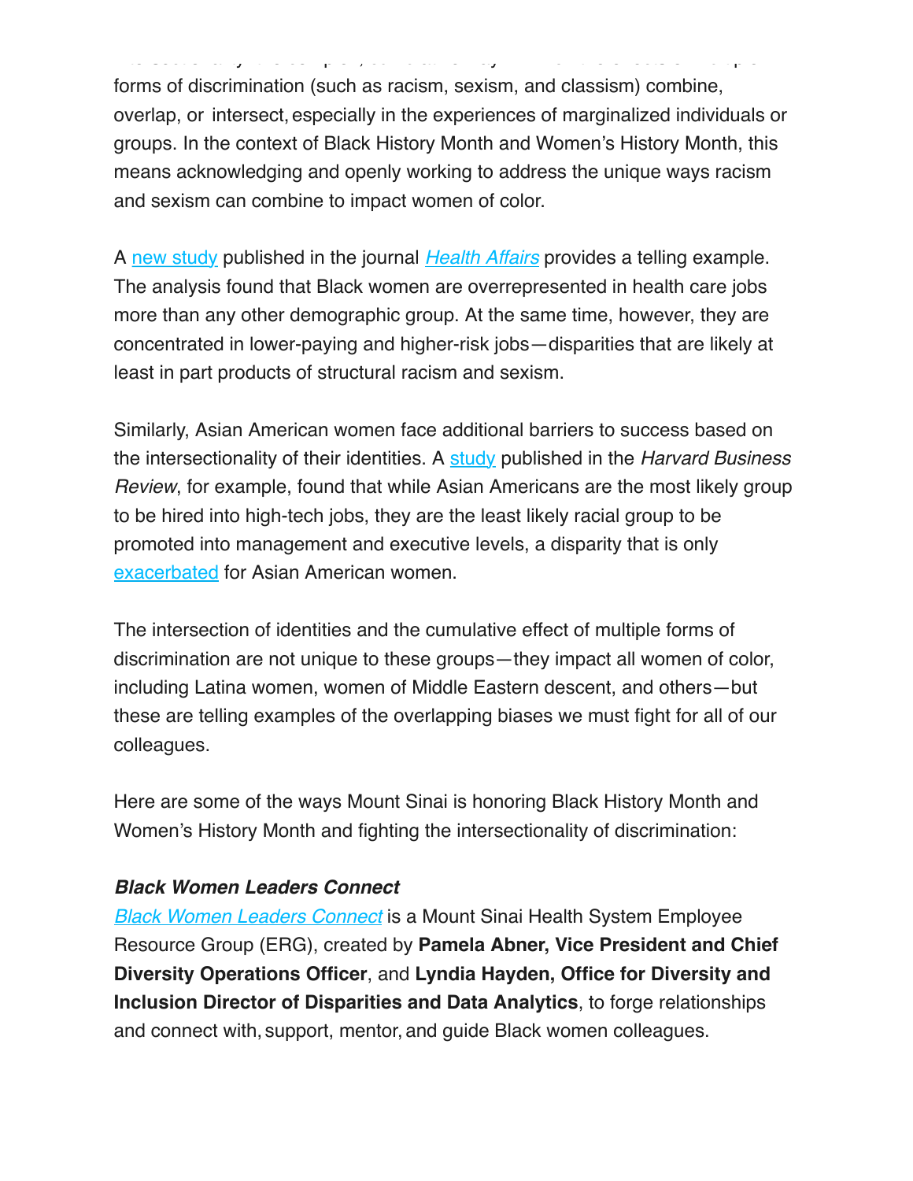forms of discrimination (such as racism, sexism, and classism) combine, overlap, or intersect, especially in the experiences of marginalized individuals or groups. In the context of Black History Month and Women's History Month, this means acknowledging and openly working to address the unique ways racism and sexism can combine to impact women of color.

A new study published in the journal *Health Affairs* provides a telling example. The analysis found that Black women are overrepresented in health care jobs more than any other demographic group. At the same time, however, they are concentrated in lower-paying and higher-risk jobs—disparities that are likely at least in part products of structural racism and sexism.

Similarly, Asian American women face additional barriers to success based on the intersectionality of their identities. A study published in the *Harvard Business Review*, for example, found that while Asian Americans are the most likely group to be hired into high-tech jobs, they are the least likely racial group to be promoted into management and executive levels, a disparity that is only exacerbated for Asian American women.

The intersection of identities and the cumulative effect of multiple forms of discrimination are not unique to these groups—they impact all women of color, including Latina women, women of Middle Eastern descent, and others—but these are telling examples of the overlapping biases we must fight for all of our colleagues.

Here are some of the ways Mount Sinai is honoring Black History Month and Women's History Month and fighting the intersectionality of discrimination:

***Black Women Leaders Connect***

*Black Women Leaders Connect* is a Mount Sinai Health System Employee Resource Group (ERG), created by **Pamela Abner, Vice President and Chief Diversity Operations Officer**, and **Lyndia Hayden, Office for Diversity and Inclusion Director of Disparities and Data Analytics**, to forge relationships and connect with, support, mentor, and guide Black women colleagues.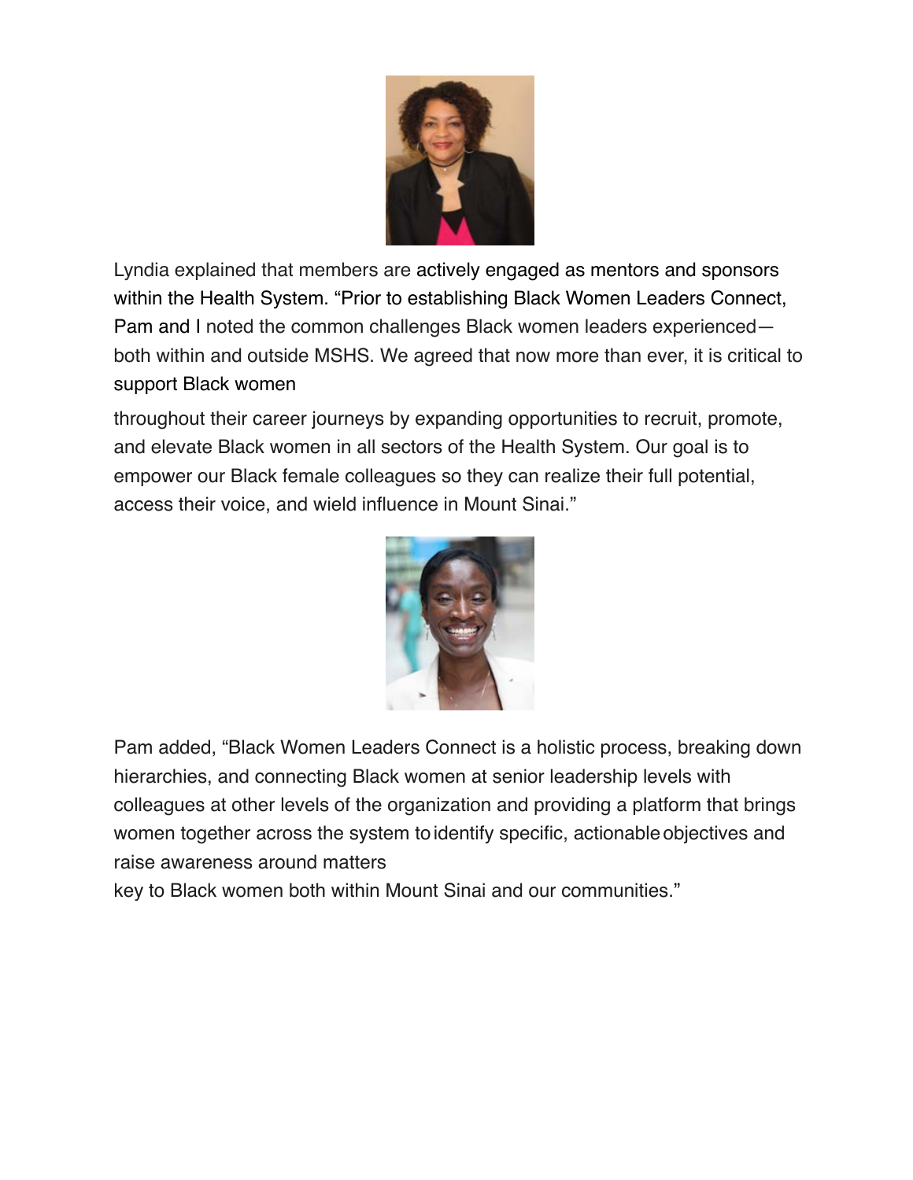Lyndia explained that members are actively engaged as mentors and sponsors within the Health System. “Prior to establishing Black Women Leaders Connect, Pam and I noted the common challenges Black women leaders experienced—both within and outside MSHS. We agreed that now more than ever, it is critical to support Black women throughout their career journeys by expanding opportunities to recruit, promote, and elevate Black women in all sectors of the Health System. Our goal is to empower our Black female colleagues so they can realize their full potential, access their voice, and wield influence in Mount Sinai.”

Pam added, “Black Women Leaders Connect is a holistic process, breaking down hierarchies, and connecting Black women at senior leadership levels with colleagues at other levels of the organization and providing a platform that brings women together across the system to identify specific, actionable objectives and raise awareness around matters key to Black women both within Mount Sinai and our communities.”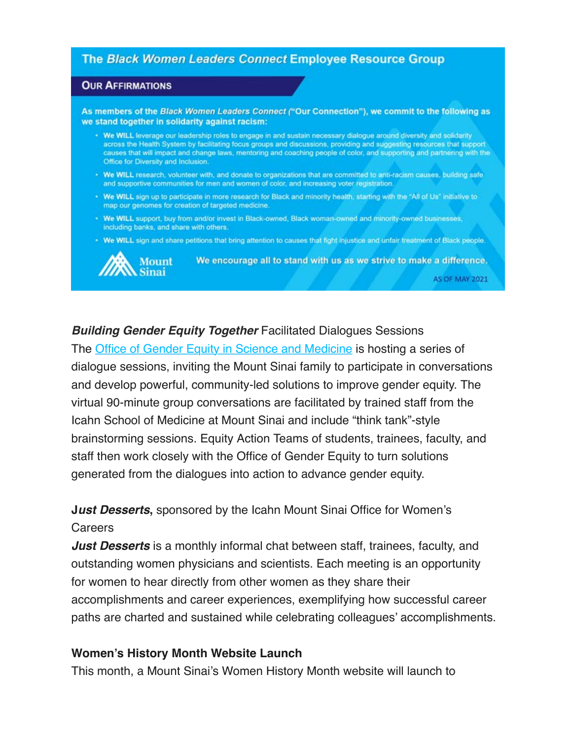## The *Black Women Leaders Connect* Employee Resource Group

### Our Affirmations

**As members of the *Black Women Leaders Connect* ("Our Connection"), we commit to the following as we stand together in solidarity against racism:**

- **We WILL** leverage our leadership roles to engage in and sustain necessary dialogue around diversity and solidarity across the Health System by facilitating focus groups and discussions, providing and suggesting resources that support causes that will impact and change laws, mentoring and coaching people of color, and supporting and partnering with the Office for Diversity and Inclusion.
- **We WILL** research, volunteer with, and donate to organizations that are committed to anti-racism causes, building safe and supportive communities for men and women of color, and increasing voter registration.
- **We WILL** sign up to participate in more research for Black and minority health, starting with the "All of Us" initiative to map our genomes for creation of targeted medicine.
- **We WILL** support, buy from and/or invest in Black-owned, Black woman-owned and minority-owned businesses, including banks, and share with others.
- **We WILL** sign and share petitions that bring attention to causes that fight injustice and unfair treatment of Black people.

Mount Sinai

We encourage all to stand with us as we strive to make a difference.

AS OF MAY 2021

***Building Gender Equity Together*** Facilitated Dialogues Sessions
The Office of Gender Equity in Science and Medicine is hosting a series of dialogue sessions, inviting the Mount Sinai family to participate in conversations and develop powerful, community-led solutions to improve gender equity. The virtual 90-minute group conversations are facilitated by trained staff from the Icahn School of Medicine at Mount Sinai and include "think tank"-style brainstorming sessions. Equity Action Teams of students, trainees, faculty, and staff then work closely with the Office of Gender Equity to turn solutions generated from the dialogues into action to advance gender equity.

***Just Desserts*,** sponsored by the Icahn Mount Sinai Office for Women's Careers
***Just Desserts*** is a monthly informal chat between staff, trainees, faculty, and outstanding women physicians and scientists. Each meeting is an opportunity for women to hear directly from other women as they share their accomplishments and career experiences, exemplifying how successful career paths are charted and sustained while celebrating colleagues' accomplishments.

**Women's History Month Website Launch**
This month, a Mount Sinai's Women History Month website will launch to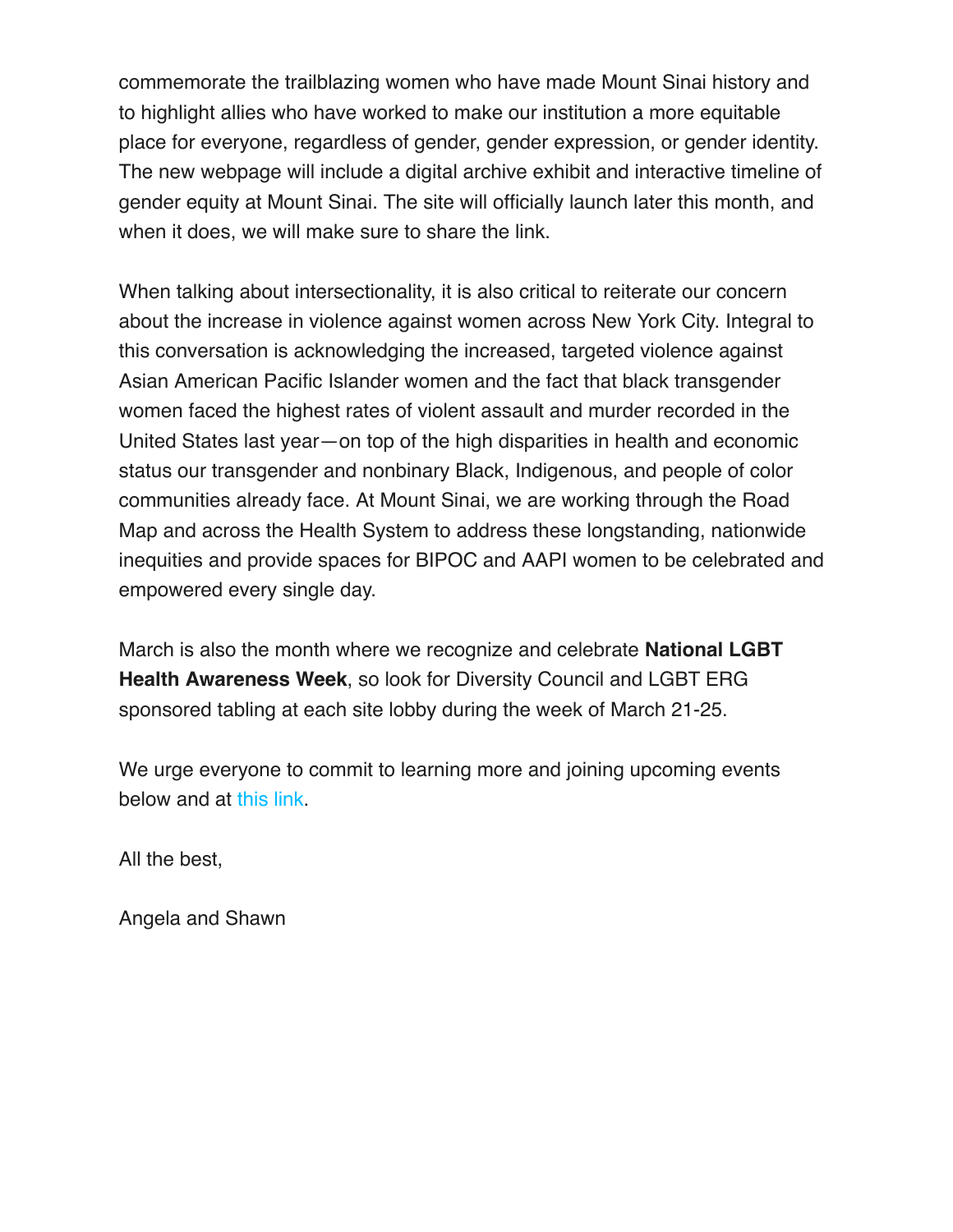commemorate the trailblazing women who have made Mount Sinai history and to highlight allies who have worked to make our institution a more equitable place for everyone, regardless of gender, gender expression, or gender identity. The new webpage will include a digital archive exhibit and interactive timeline of gender equity at Mount Sinai. The site will officially launch later this month, and when it does, we will make sure to share the link.

When talking about intersectionality, it is also critical to reiterate our concern about the increase in violence against women across New York City. Integral to this conversation is acknowledging the increased, targeted violence against Asian American Pacific Islander women and the fact that black transgender women faced the highest rates of violent assault and murder recorded in the United States last year—on top of the high disparities in health and economic status our transgender and nonbinary Black, Indigenous, and people of color communities already face. At Mount Sinai, we are working through the Road Map and across the Health System to address these longstanding, nationwide inequities and provide spaces for BIPOC and AAPI women to be celebrated and empowered every single day.

March is also the month where we recognize and celebrate **National LGBT Health Awareness Week**, so look for Diversity Council and LGBT ERG sponsored tabling at each site lobby during the week of March 21-25.

We urge everyone to commit to learning more and joining upcoming events below and at this link.

All the best,

Angela and Shawn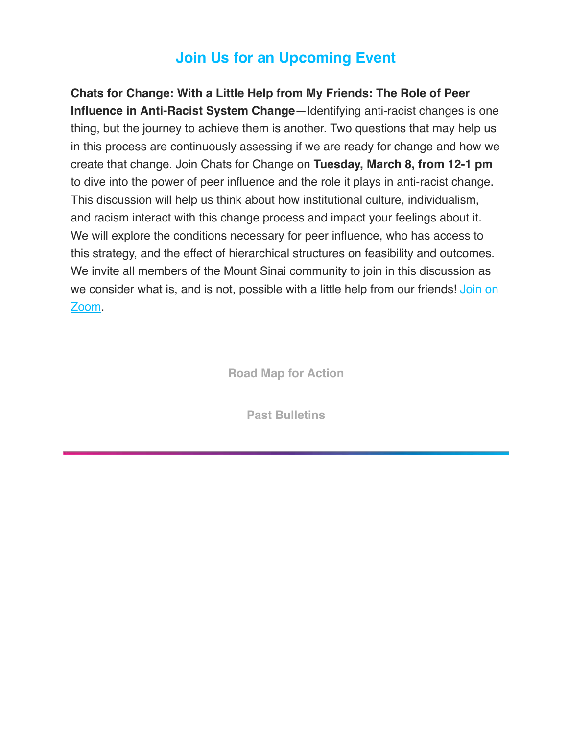## Join Us for an Upcoming Event

**Chats for Change: With a Little Help from My Friends: The Role of Peer Influence in Anti-Racist System Change**—Identifying anti-racist changes is one thing, but the journey to achieve them is another. Two questions that may help us in this process are continuously assessing if we are ready for change and how we create that change. Join Chats for Change on **Tuesday, March 8, from 12-1 pm** to dive into the power of peer influence and the role it plays in anti-racist change. This discussion will help us think about how institutional culture, individualism, and racism interact with this change process and impact your feelings about it. We will explore the conditions necessary for peer influence, who has access to this strategy, and the effect of hierarchical structures on feasibility and outcomes. We invite all members of the Mount Sinai community to join in this discussion as we consider what is, and is not, possible with a little help from our friends! Join on Zoom.

**Road Map for Action**

**Past Bulletins**